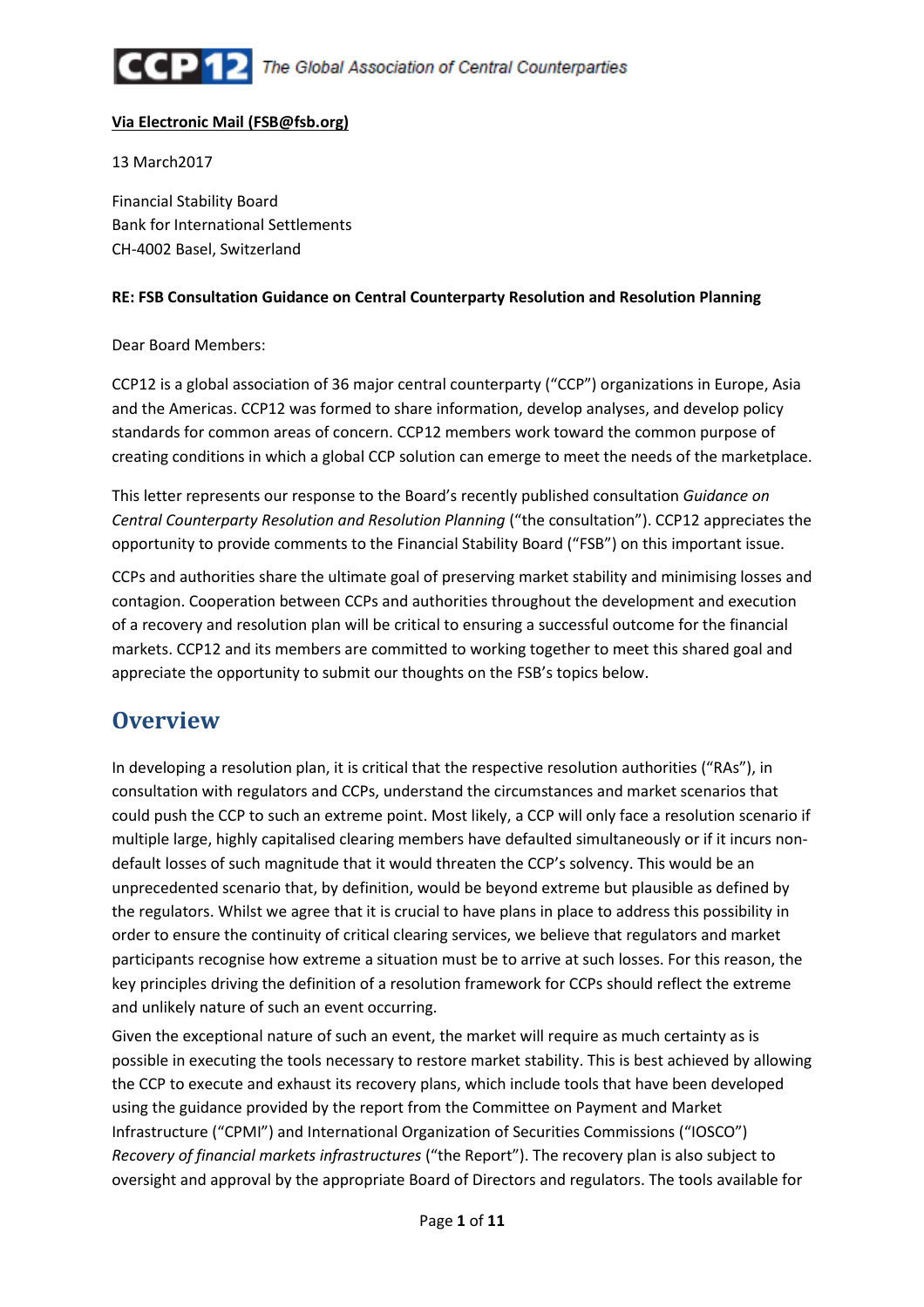CCP12 The Global Association of Central Counterparties

**Via Electronic Mail (FSB@fsb.org)**

13 March2017

Financial Stability Board
Bank for International Settlements
CH-4002 Basel, Switzerland

**RE: FSB Consultation Guidance on Central Counterparty Resolution and Resolution Planning**

Dear Board Members:

CCP12 is a global association of 36 major central counterparty ("CCP") organizations in Europe, Asia and the Americas. CCP12 was formed to share information, develop analyses, and develop policy standards for common areas of concern. CCP12 members work toward the common purpose of creating conditions in which a global CCP solution can emerge to meet the needs of the marketplace.

This letter represents our response to the Board's recently published consultation *Guidance on Central Counterparty Resolution and Resolution Planning* ("the consultation"). CCP12 appreciates the opportunity to provide comments to the Financial Stability Board ("FSB") on this important issue.

CCPs and authorities share the ultimate goal of preserving market stability and minimising losses and contagion. Cooperation between CCPs and authorities throughout the development and execution of a recovery and resolution plan will be critical to ensuring a successful outcome for the financial markets. CCP12 and its members are committed to working together to meet this shared goal and appreciate the opportunity to submit our thoughts on the FSB's topics below.

## Overview

In developing a resolution plan, it is critical that the respective resolution authorities ("RAs"), in consultation with regulators and CCPs, understand the circumstances and market scenarios that could push the CCP to such an extreme point. Most likely, a CCP will only face a resolution scenario if multiple large, highly capitalised clearing members have defaulted simultaneously or if it incurs non-default losses of such magnitude that it would threaten the CCP's solvency. This would be an unprecedented scenario that, by definition, would be beyond extreme but plausible as defined by the regulators. Whilst we agree that it is crucial to have plans in place to address this possibility in order to ensure the continuity of critical clearing services, we believe that regulators and market participants recognise how extreme a situation must be to arrive at such losses. For this reason, the key principles driving the definition of a resolution framework for CCPs should reflect the extreme and unlikely nature of such an event occurring.

Given the exceptional nature of such an event, the market will require as much certainty as is possible in executing the tools necessary to restore market stability. This is best achieved by allowing the CCP to execute and exhaust its recovery plans, which include tools that have been developed using the guidance provided by the report from the Committee on Payment and Market Infrastructure ("CPMI") and International Organization of Securities Commissions ("IOSCO") *Recovery of financial markets infrastructures* ("the Report"). The recovery plan is also subject to oversight and approval by the appropriate Board of Directors and regulators. The tools available for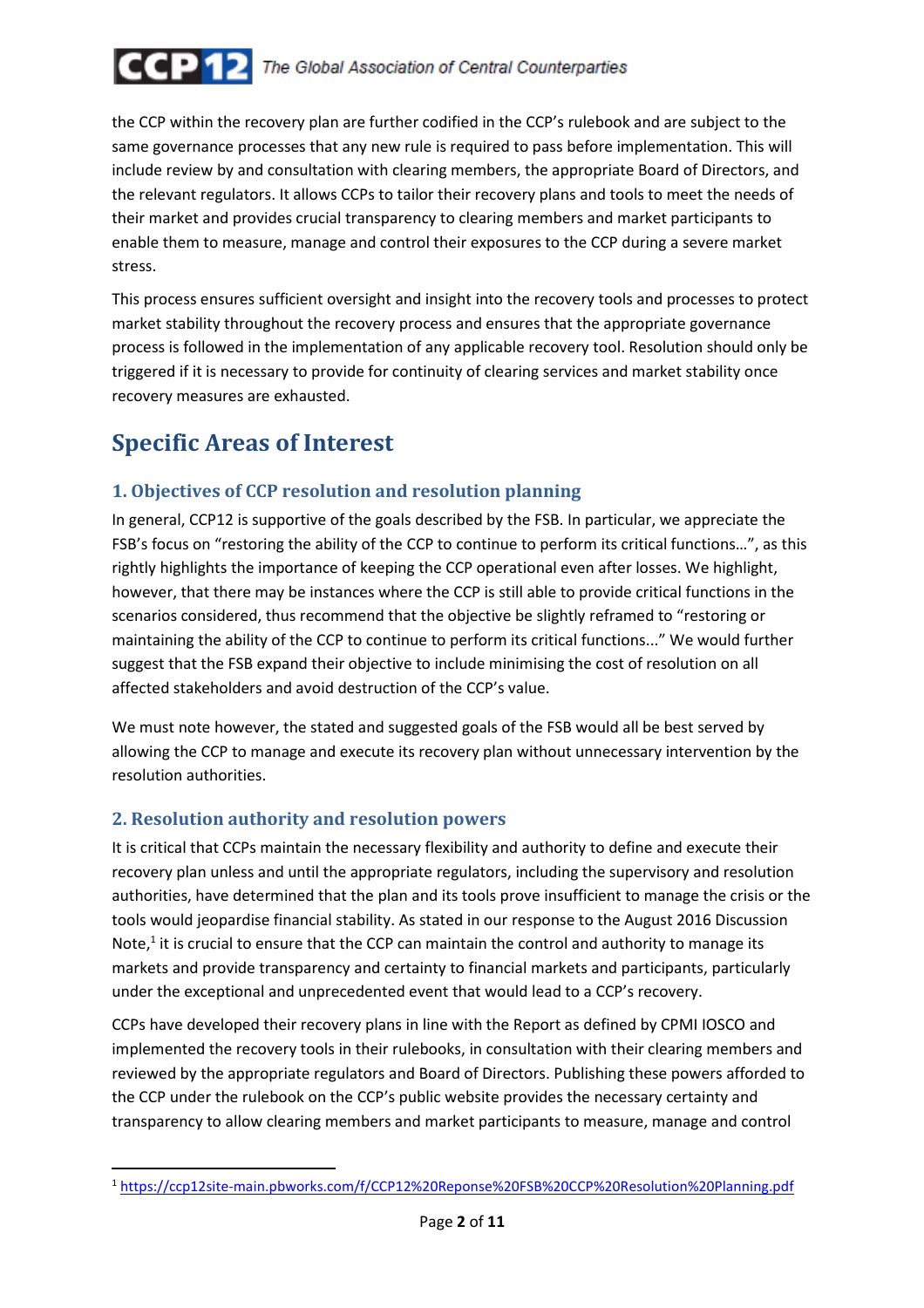the CCP within the recovery plan are further codified in the CCP's rulebook and are subject to the same governance processes that any new rule is required to pass before implementation. This will include review by and consultation with clearing members, the appropriate Board of Directors, and the relevant regulators. It allows CCPs to tailor their recovery plans and tools to meet the needs of their market and provides crucial transparency to clearing members and market participants to enable them to measure, manage and control their exposures to the CCP during a severe market stress.

This process ensures sufficient oversight and insight into the recovery tools and processes to protect market stability throughout the recovery process and ensures that the appropriate governance process is followed in the implementation of any applicable recovery tool. Resolution should only be triggered if it is necessary to provide for continuity of clearing services and market stability once recovery measures are exhausted.

# Specific Areas of Interest

## 1. Objectives of CCP resolution and resolution planning

In general, CCP12 is supportive of the goals described by the FSB. In particular, we appreciate the FSB's focus on "restoring the ability of the CCP to continue to perform its critical functions…", as this rightly highlights the importance of keeping the CCP operational even after losses. We highlight, however, that there may be instances where the CCP is still able to provide critical functions in the scenarios considered, thus recommend that the objective be slightly reframed to "restoring or maintaining the ability of the CCP to continue to perform its critical functions..." We would further suggest that the FSB expand their objective to include minimising the cost of resolution on all affected stakeholders and avoid destruction of the CCP's value.

We must note however, the stated and suggested goals of the FSB would all be best served by allowing the CCP to manage and execute its recovery plan without unnecessary intervention by the resolution authorities.

## 2. Resolution authority and resolution powers

It is critical that CCPs maintain the necessary flexibility and authority to define and execute their recovery plan unless and until the appropriate regulators, including the supervisory and resolution authorities, have determined that the plan and its tools prove insufficient to manage the crisis or the tools would jeopardise financial stability. As stated in our response to the August 2016 Discussion Note,[1] it is crucial to ensure that the CCP can maintain the control and authority to manage its markets and provide transparency and certainty to financial markets and participants, particularly under the exceptional and unprecedented event that would lead to a CCP's recovery.

CCPs have developed their recovery plans in line with the Report as defined by CPMI IOSCO and implemented the recovery tools in their rulebooks, in consultation with their clearing members and reviewed by the appropriate regulators and Board of Directors. Publishing these powers afforded to the CCP under the rulebook on the CCP's public website provides the necessary certainty and transparency to allow clearing members and market participants to measure, manage and control

[1] https://ccp12site-main.pbworks.com/f/CCP12%20Reponse%20FSB%20CCP%20Resolution%20Planning.pdf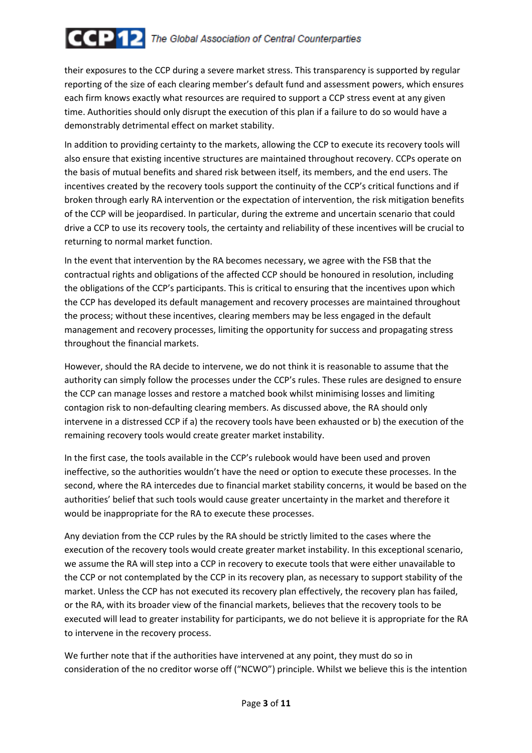their exposures to the CCP during a severe market stress. This transparency is supported by regular reporting of the size of each clearing member's default fund and assessment powers, which ensures each firm knows exactly what resources are required to support a CCP stress event at any given time. Authorities should only disrupt the execution of this plan if a failure to do so would have a demonstrably detrimental effect on market stability.

In addition to providing certainty to the markets, allowing the CCP to execute its recovery tools will also ensure that existing incentive structures are maintained throughout recovery. CCPs operate on the basis of mutual benefits and shared risk between itself, its members, and the end users. The incentives created by the recovery tools support the continuity of the CCP's critical functions and if broken through early RA intervention or the expectation of intervention, the risk mitigation benefits of the CCP will be jeopardised. In particular, during the extreme and uncertain scenario that could drive a CCP to use its recovery tools, the certainty and reliability of these incentives will be crucial to returning to normal market function.

In the event that intervention by the RA becomes necessary, we agree with the FSB that the contractual rights and obligations of the affected CCP should be honoured in resolution, including the obligations of the CCP's participants. This is critical to ensuring that the incentives upon which the CCP has developed its default management and recovery processes are maintained throughout the process; without these incentives, clearing members may be less engaged in the default management and recovery processes, limiting the opportunity for success and propagating stress throughout the financial markets.

However, should the RA decide to intervene, we do not think it is reasonable to assume that the authority can simply follow the processes under the CCP's rules. These rules are designed to ensure the CCP can manage losses and restore a matched book whilst minimising losses and limiting contagion risk to non-defaulting clearing members. As discussed above, the RA should only intervene in a distressed CCP if a) the recovery tools have been exhausted or b) the execution of the remaining recovery tools would create greater market instability.

In the first case, the tools available in the CCP's rulebook would have been used and proven ineffective, so the authorities wouldn't have the need or option to execute these processes. In the second, where the RA intercedes due to financial market stability concerns, it would be based on the authorities' belief that such tools would cause greater uncertainty in the market and therefore it would be inappropriate for the RA to execute these processes.

Any deviation from the CCP rules by the RA should be strictly limited to the cases where the execution of the recovery tools would create greater market instability. In this exceptional scenario, we assume the RA will step into a CCP in recovery to execute tools that were either unavailable to the CCP or not contemplated by the CCP in its recovery plan, as necessary to support stability of the market. Unless the CCP has not executed its recovery plan effectively, the recovery plan has failed, or the RA, with its broader view of the financial markets, believes that the recovery tools to be executed will lead to greater instability for participants, we do not believe it is appropriate for the RA to intervene in the recovery process.

We further note that if the authorities have intervened at any point, they must do so in consideration of the no creditor worse off ("NCWO") principle. Whilst we believe this is the intention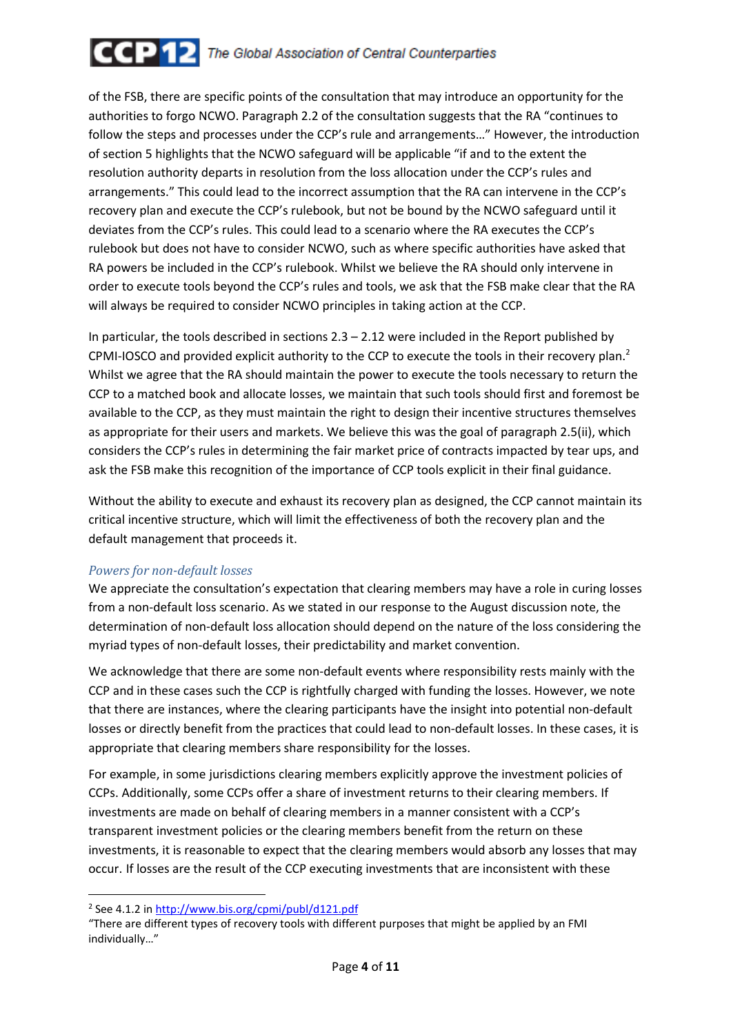of the FSB, there are specific points of the consultation that may introduce an opportunity for the authorities to forgo NCWO. Paragraph 2.2 of the consultation suggests that the RA "continues to follow the steps and processes under the CCP's rule and arrangements…" However, the introduction of section 5 highlights that the NCWO safeguard will be applicable "if and to the extent the resolution authority departs in resolution from the loss allocation under the CCP's rules and arrangements." This could lead to the incorrect assumption that the RA can intervene in the CCP's recovery plan and execute the CCP's rulebook, but not be bound by the NCWO safeguard until it deviates from the CCP's rules. This could lead to a scenario where the RA executes the CCP's rulebook but does not have to consider NCWO, such as where specific authorities have asked that RA powers be included in the CCP's rulebook. Whilst we believe the RA should only intervene in order to execute tools beyond the CCP's rules and tools, we ask that the FSB make clear that the RA will always be required to consider NCWO principles in taking action at the CCP.

In particular, the tools described in sections 2.3 – 2.12 were included in the Report published by CPMI-IOSCO and provided explicit authority to the CCP to execute the tools in their recovery plan.[2] Whilst we agree that the RA should maintain the power to execute the tools necessary to return the CCP to a matched book and allocate losses, we maintain that such tools should first and foremost be available to the CCP, as they must maintain the right to design their incentive structures themselves as appropriate for their users and markets. We believe this was the goal of paragraph 2.5(ii), which considers the CCP's rules in determining the fair market price of contracts impacted by tear ups, and ask the FSB make this recognition of the importance of CCP tools explicit in their final guidance.

Without the ability to execute and exhaust its recovery plan as designed, the CCP cannot maintain its critical incentive structure, which will limit the effectiveness of both the recovery plan and the default management that proceeds it.

### *Powers for non-default losses*

We appreciate the consultation's expectation that clearing members may have a role in curing losses from a non-default loss scenario. As we stated in our response to the August discussion note, the determination of non-default loss allocation should depend on the nature of the loss considering the myriad types of non-default losses, their predictability and market convention.

We acknowledge that there are some non-default events where responsibility rests mainly with the CCP and in these cases such the CCP is rightfully charged with funding the losses. However, we note that there are instances, where the clearing participants have the insight into potential non-default losses or directly benefit from the practices that could lead to non-default losses. In these cases, it is appropriate that clearing members share responsibility for the losses.

For example, in some jurisdictions clearing members explicitly approve the investment policies of CCPs. Additionally, some CCPs offer a share of investment returns to their clearing members. If investments are made on behalf of clearing members in a manner consistent with a CCP's transparent investment policies or the clearing members benefit from the return on these investments, it is reasonable to expect that the clearing members would absorb any losses that may occur. If losses are the result of the CCP executing investments that are inconsistent with these

---

[2] See 4.1.2 in http://www.bis.org/cpmi/publ/d121.pdf
"There are different types of recovery tools with different purposes that might be applied by an FMI individually…"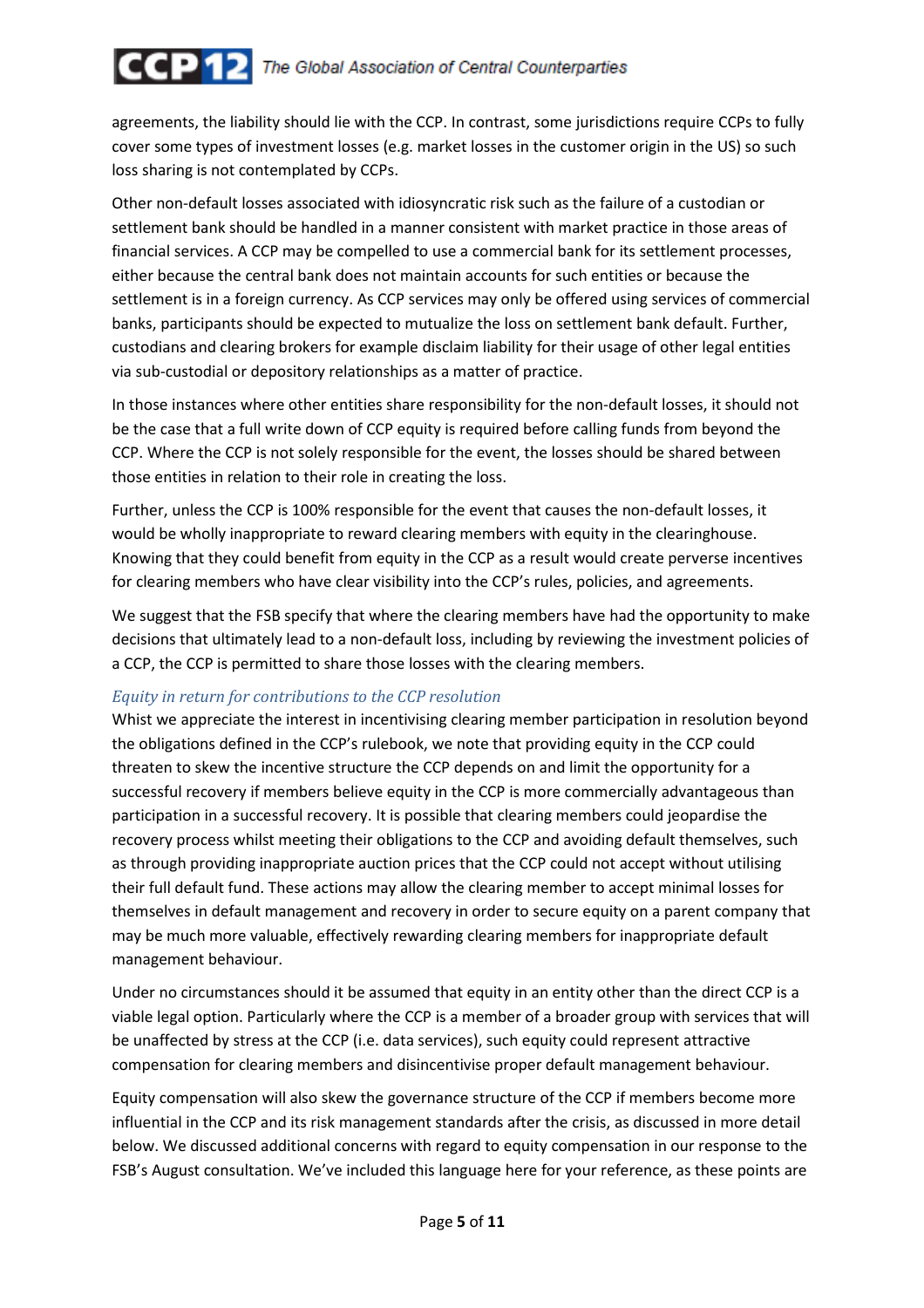agreements, the liability should lie with the CCP. In contrast, some jurisdictions require CCPs to fully cover some types of investment losses (e.g. market losses in the customer origin in the US) so such loss sharing is not contemplated by CCPs.

Other non-default losses associated with idiosyncratic risk such as the failure of a custodian or settlement bank should be handled in a manner consistent with market practice in those areas of financial services. A CCP may be compelled to use a commercial bank for its settlement processes, either because the central bank does not maintain accounts for such entities or because the settlement is in a foreign currency. As CCP services may only be offered using services of commercial banks, participants should be expected to mutualize the loss on settlement bank default. Further, custodians and clearing brokers for example disclaim liability for their usage of other legal entities via sub-custodial or depository relationships as a matter of practice.

In those instances where other entities share responsibility for the non-default losses, it should not be the case that a full write down of CCP equity is required before calling funds from beyond the CCP. Where the CCP is not solely responsible for the event, the losses should be shared between those entities in relation to their role in creating the loss.

Further, unless the CCP is 100% responsible for the event that causes the non-default losses, it would be wholly inappropriate to reward clearing members with equity in the clearinghouse. Knowing that they could benefit from equity in the CCP as a result would create perverse incentives for clearing members who have clear visibility into the CCP's rules, policies, and agreements.

We suggest that the FSB specify that where the clearing members have had the opportunity to make decisions that ultimately lead to a non-default loss, including by reviewing the investment policies of a CCP, the CCP is permitted to share those losses with the clearing members.

### *Equity in return for contributions to the CCP resolution*

Whist we appreciate the interest in incentivising clearing member participation in resolution beyond the obligations defined in the CCP's rulebook, we note that providing equity in the CCP could threaten to skew the incentive structure the CCP depends on and limit the opportunity for a successful recovery if members believe equity in the CCP is more commercially advantageous than participation in a successful recovery. It is possible that clearing members could jeopardise the recovery process whilst meeting their obligations to the CCP and avoiding default themselves, such as through providing inappropriate auction prices that the CCP could not accept without utilising their full default fund. These actions may allow the clearing member to accept minimal losses for themselves in default management and recovery in order to secure equity on a parent company that may be much more valuable, effectively rewarding clearing members for inappropriate default management behaviour.

Under no circumstances should it be assumed that equity in an entity other than the direct CCP is a viable legal option. Particularly where the CCP is a member of a broader group with services that will be unaffected by stress at the CCP (i.e. data services), such equity could represent attractive compensation for clearing members and disincentivise proper default management behaviour.

Equity compensation will also skew the governance structure of the CCP if members become more influential in the CCP and its risk management standards after the crisis, as discussed in more detail below. We discussed additional concerns with regard to equity compensation in our response to the FSB's August consultation. We've included this language here for your reference, as these points are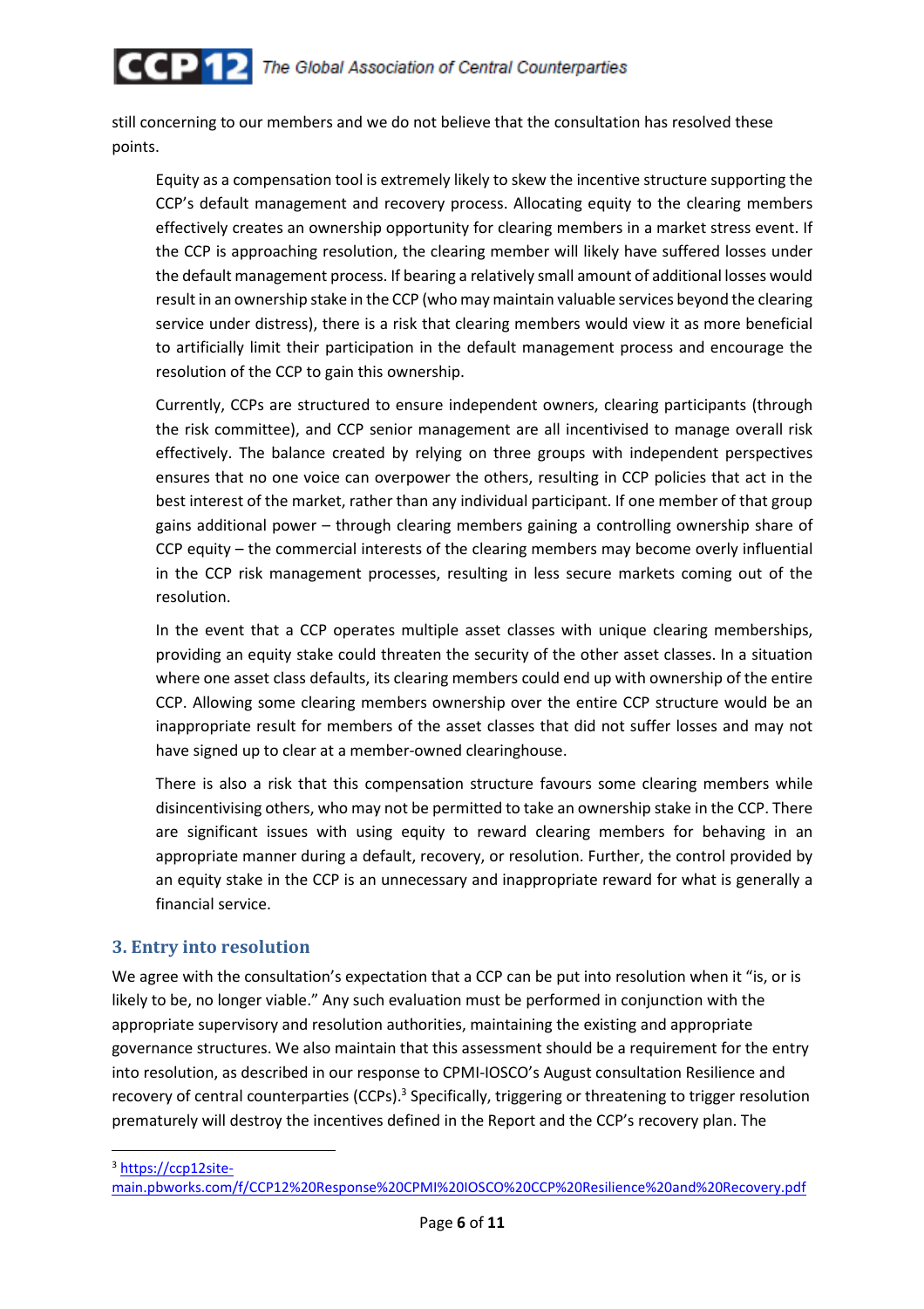still concerning to our members and we do not believe that the consultation has resolved these points.

> Equity as a compensation tool is extremely likely to skew the incentive structure supporting the CCP's default management and recovery process. Allocating equity to the clearing members effectively creates an ownership opportunity for clearing members in a market stress event. If the CCP is approaching resolution, the clearing member will likely have suffered losses under the default management process. If bearing a relatively small amount of additional losses would result in an ownership stake in the CCP (who may maintain valuable services beyond the clearing service under distress), there is a risk that clearing members would view it as more beneficial to artificially limit their participation in the default management process and encourage the resolution of the CCP to gain this ownership.
>
> Currently, CCPs are structured to ensure independent owners, clearing participants (through the risk committee), and CCP senior management are all incentivised to manage overall risk effectively. The balance created by relying on three groups with independent perspectives ensures that no one voice can overpower the others, resulting in CCP policies that act in the best interest of the market, rather than any individual participant. If one member of that group gains additional power – through clearing members gaining a controlling ownership share of CCP equity – the commercial interests of the clearing members may become overly influential in the CCP risk management processes, resulting in less secure markets coming out of the resolution.
>
> In the event that a CCP operates multiple asset classes with unique clearing memberships, providing an equity stake could threaten the security of the other asset classes. In a situation where one asset class defaults, its clearing members could end up with ownership of the entire CCP. Allowing some clearing members ownership over the entire CCP structure would be an inappropriate result for members of the asset classes that did not suffer losses and may not have signed up to clear at a member-owned clearinghouse.
>
> There is also a risk that this compensation structure favours some clearing members while disincentivising others, who may not be permitted to take an ownership stake in the CCP. There are significant issues with using equity to reward clearing members for behaving in an appropriate manner during a default, recovery, or resolution. Further, the control provided by an equity stake in the CCP is an unnecessary and inappropriate reward for what is generally a financial service.

## 3. Entry into resolution

We agree with the consultation's expectation that a CCP can be put into resolution when it "is, or is likely to be, no longer viable." Any such evaluation must be performed in conjunction with the appropriate supervisory and resolution authorities, maintaining the existing and appropriate governance structures. We also maintain that this assessment should be a requirement for the entry into resolution, as described in our response to CPMI-IOSCO's August consultation Resilience and recovery of central counterparties (CCPs).[3] Specifically, triggering or threatening to trigger resolution prematurely will destroy the incentives defined in the Report and the CCP's recovery plan. The

[3] https://ccp12site-main.pbworks.com/f/CCP12%20Response%20CPMI%20IOSCO%20CCP%20Resilience%20and%20Recovery.pdf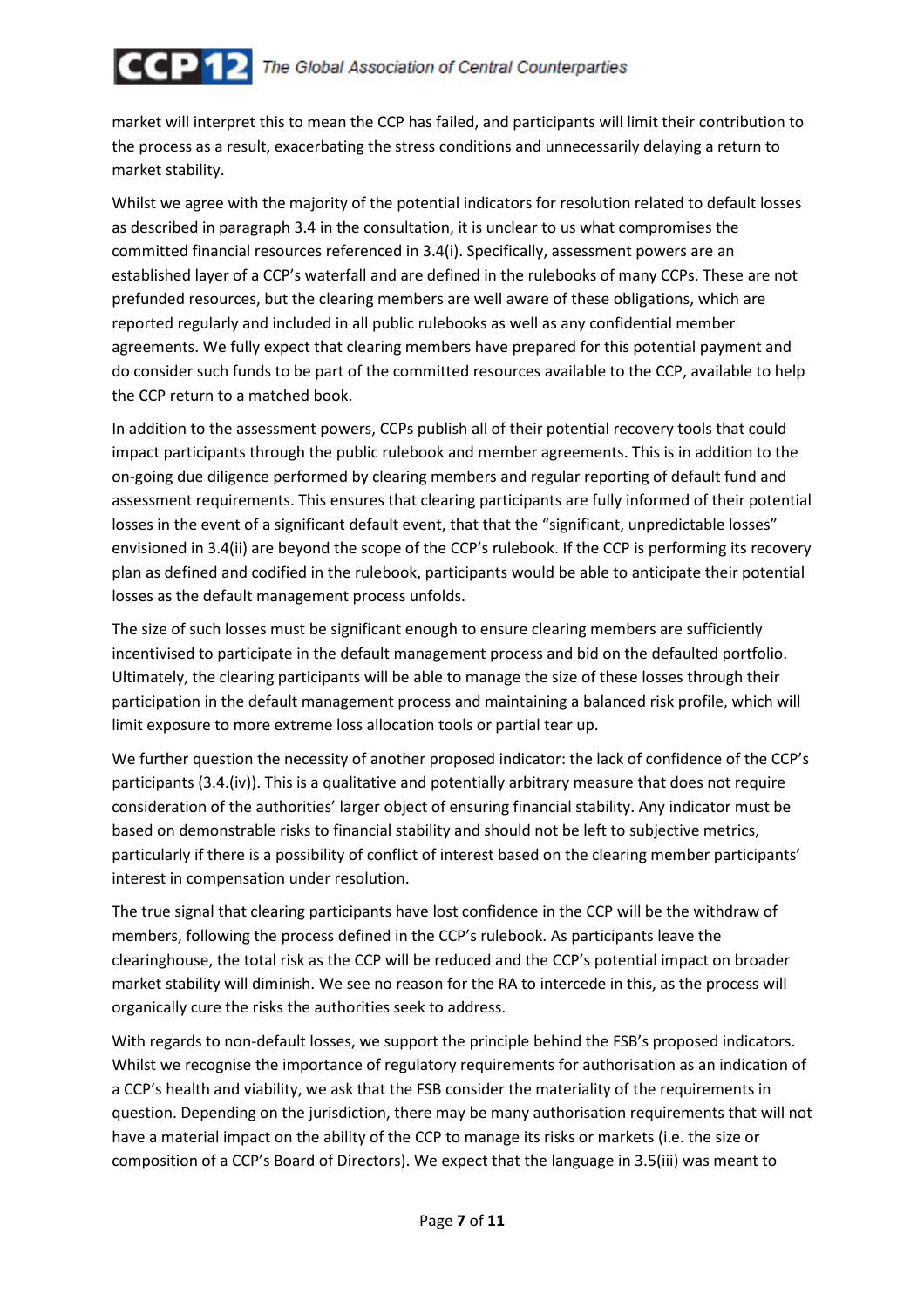market will interpret this to mean the CCP has failed, and participants will limit their contribution to the process as a result, exacerbating the stress conditions and unnecessarily delaying a return to market stability.

Whilst we agree with the majority of the potential indicators for resolution related to default losses as described in paragraph 3.4 in the consultation, it is unclear to us what compromises the committed financial resources referenced in 3.4(i). Specifically, assessment powers are an established layer of a CCP's waterfall and are defined in the rulebooks of many CCPs. These are not prefunded resources, but the clearing members are well aware of these obligations, which are reported regularly and included in all public rulebooks as well as any confidential member agreements. We fully expect that clearing members have prepared for this potential payment and do consider such funds to be part of the committed resources available to the CCP, available to help the CCP return to a matched book.

In addition to the assessment powers, CCPs publish all of their potential recovery tools that could impact participants through the public rulebook and member agreements. This is in addition to the on-going due diligence performed by clearing members and regular reporting of default fund and assessment requirements. This ensures that clearing participants are fully informed of their potential losses in the event of a significant default event, that that the "significant, unpredictable losses" envisioned in 3.4(ii) are beyond the scope of the CCP's rulebook. If the CCP is performing its recovery plan as defined and codified in the rulebook, participants would be able to anticipate their potential losses as the default management process unfolds.

The size of such losses must be significant enough to ensure clearing members are sufficiently incentivised to participate in the default management process and bid on the defaulted portfolio. Ultimately, the clearing participants will be able to manage the size of these losses through their participation in the default management process and maintaining a balanced risk profile, which will limit exposure to more extreme loss allocation tools or partial tear up.

We further question the necessity of another proposed indicator: the lack of confidence of the CCP's participants (3.4.(iv)). This is a qualitative and potentially arbitrary measure that does not require consideration of the authorities' larger object of ensuring financial stability. Any indicator must be based on demonstrable risks to financial stability and should not be left to subjective metrics, particularly if there is a possibility of conflict of interest based on the clearing member participants' interest in compensation under resolution.

The true signal that clearing participants have lost confidence in the CCP will be the withdraw of members, following the process defined in the CCP's rulebook. As participants leave the clearinghouse, the total risk as the CCP will be reduced and the CCP's potential impact on broader market stability will diminish. We see no reason for the RA to intercede in this, as the process will organically cure the risks the authorities seek to address.

With regards to non-default losses, we support the principle behind the FSB's proposed indicators. Whilst we recognise the importance of regulatory requirements for authorisation as an indication of a CCP's health and viability, we ask that the FSB consider the materiality of the requirements in question. Depending on the jurisdiction, there may be many authorisation requirements that will not have a material impact on the ability of the CCP to manage its risks or markets (i.e. the size or composition of a CCP's Board of Directors). We expect that the language in 3.5(iii) was meant to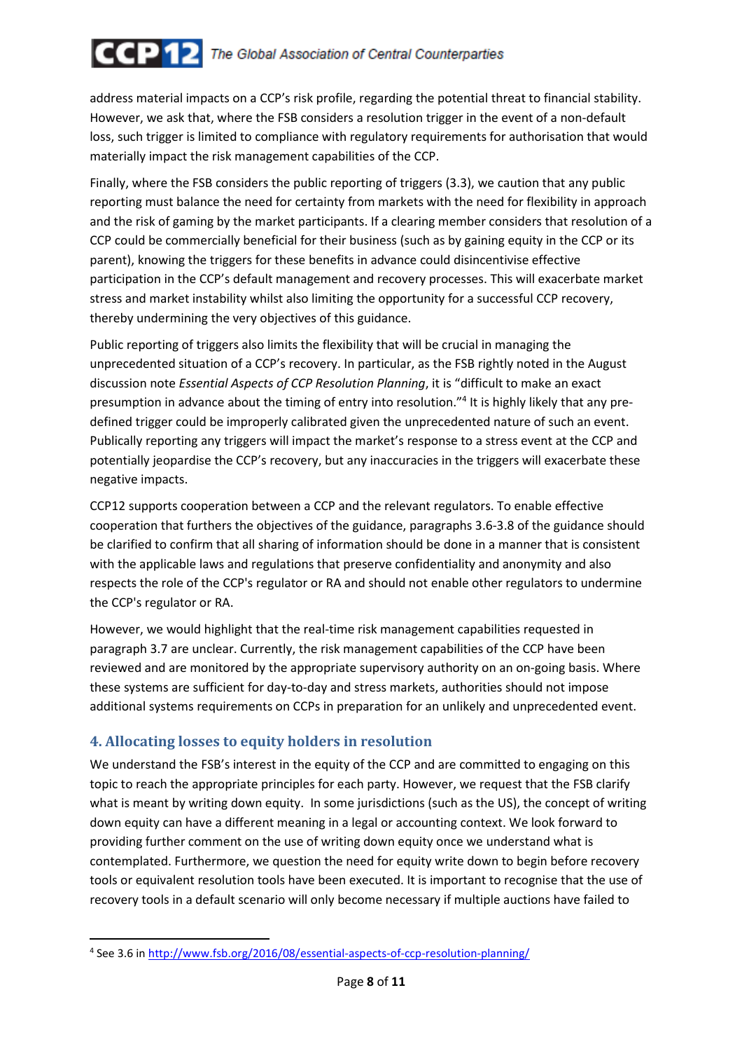address material impacts on a CCP's risk profile, regarding the potential threat to financial stability. However, we ask that, where the FSB considers a resolution trigger in the event of a non-default loss, such trigger is limited to compliance with regulatory requirements for authorisation that would materially impact the risk management capabilities of the CCP.

Finally, where the FSB considers the public reporting of triggers (3.3), we caution that any public reporting must balance the need for certainty from markets with the need for flexibility in approach and the risk of gaming by the market participants. If a clearing member considers that resolution of a CCP could be commercially beneficial for their business (such as by gaining equity in the CCP or its parent), knowing the triggers for these benefits in advance could disincentivise effective participation in the CCP's default management and recovery processes. This will exacerbate market stress and market instability whilst also limiting the opportunity for a successful CCP recovery, thereby undermining the very objectives of this guidance.

Public reporting of triggers also limits the flexibility that will be crucial in managing the unprecedented situation of a CCP's recovery. In particular, as the FSB rightly noted in the August discussion note *Essential Aspects of CCP Resolution Planning*, it is "difficult to make an exact presumption in advance about the timing of entry into resolution."[4] It is highly likely that any pre-defined trigger could be improperly calibrated given the unprecedented nature of such an event. Publically reporting any triggers will impact the market's response to a stress event at the CCP and potentially jeopardise the CCP's recovery, but any inaccuracies in the triggers will exacerbate these negative impacts.

CCP12 supports cooperation between a CCP and the relevant regulators. To enable effective cooperation that furthers the objectives of the guidance, paragraphs 3.6-3.8 of the guidance should be clarified to confirm that all sharing of information should be done in a manner that is consistent with the applicable laws and regulations that preserve confidentiality and anonymity and also respects the role of the CCP's regulator or RA and should not enable other regulators to undermine the CCP's regulator or RA.

However, we would highlight that the real-time risk management capabilities requested in paragraph 3.7 are unclear. Currently, the risk management capabilities of the CCP have been reviewed and are monitored by the appropriate supervisory authority on an on-going basis. Where these systems are sufficient for day-to-day and stress markets, authorities should not impose additional systems requirements on CCPs in preparation for an unlikely and unprecedented event.

## 4. Allocating losses to equity holders in resolution

We understand the FSB's interest in the equity of the CCP and are committed to engaging on this topic to reach the appropriate principles for each party. However, we request that the FSB clarify what is meant by writing down equity. In some jurisdictions (such as the US), the concept of writing down equity can have a different meaning in a legal or accounting context. We look forward to providing further comment on the use of writing down equity once we understand what is contemplated. Furthermore, we question the need for equity write down to begin before recovery tools or equivalent resolution tools have been executed. It is important to recognise that the use of recovery tools in a default scenario will only become necessary if multiple auctions have failed to

[4] See 3.6 in http://www.fsb.org/2016/08/essential-aspects-of-ccp-resolution-planning/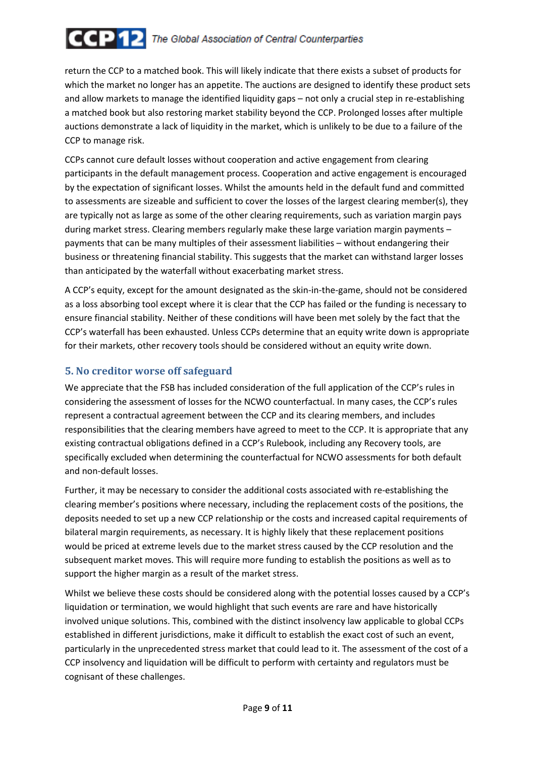return the CCP to a matched book. This will likely indicate that there exists a subset of products for which the market no longer has an appetite. The auctions are designed to identify these product sets and allow markets to manage the identified liquidity gaps – not only a crucial step in re-establishing a matched book but also restoring market stability beyond the CCP. Prolonged losses after multiple auctions demonstrate a lack of liquidity in the market, which is unlikely to be due to a failure of the CCP to manage risk.

CCPs cannot cure default losses without cooperation and active engagement from clearing participants in the default management process. Cooperation and active engagement is encouraged by the expectation of significant losses. Whilst the amounts held in the default fund and committed to assessments are sizeable and sufficient to cover the losses of the largest clearing member(s), they are typically not as large as some of the other clearing requirements, such as variation margin pays during market stress. Clearing members regularly make these large variation margin payments – payments that can be many multiples of their assessment liabilities – without endangering their business or threatening financial stability. This suggests that the market can withstand larger losses than anticipated by the waterfall without exacerbating market stress.

A CCP's equity, except for the amount designated as the skin-in-the-game, should not be considered as a loss absorbing tool except where it is clear that the CCP has failed or the funding is necessary to ensure financial stability. Neither of these conditions will have been met solely by the fact that the CCP's waterfall has been exhausted. Unless CCPs determine that an equity write down is appropriate for their markets, other recovery tools should be considered without an equity write down.

## 5. No creditor worse off safeguard

We appreciate that the FSB has included consideration of the full application of the CCP's rules in considering the assessment of losses for the NCWO counterfactual. In many cases, the CCP's rules represent a contractual agreement between the CCP and its clearing members, and includes responsibilities that the clearing members have agreed to meet to the CCP. It is appropriate that any existing contractual obligations defined in a CCP's Rulebook, including any Recovery tools, are specifically excluded when determining the counterfactual for NCWO assessments for both default and non-default losses.

Further, it may be necessary to consider the additional costs associated with re-establishing the clearing member's positions where necessary, including the replacement costs of the positions, the deposits needed to set up a new CCP relationship or the costs and increased capital requirements of bilateral margin requirements, as necessary. It is highly likely that these replacement positions would be priced at extreme levels due to the market stress caused by the CCP resolution and the subsequent market moves. This will require more funding to establish the positions as well as to support the higher margin as a result of the market stress.

Whilst we believe these costs should be considered along with the potential losses caused by a CCP's liquidation or termination, we would highlight that such events are rare and have historically involved unique solutions. This, combined with the distinct insolvency law applicable to global CCPs established in different jurisdictions, make it difficult to establish the exact cost of such an event, particularly in the unprecedented stress market that could lead to it. The assessment of the cost of a CCP insolvency and liquidation will be difficult to perform with certainty and regulators must be cognisant of these challenges.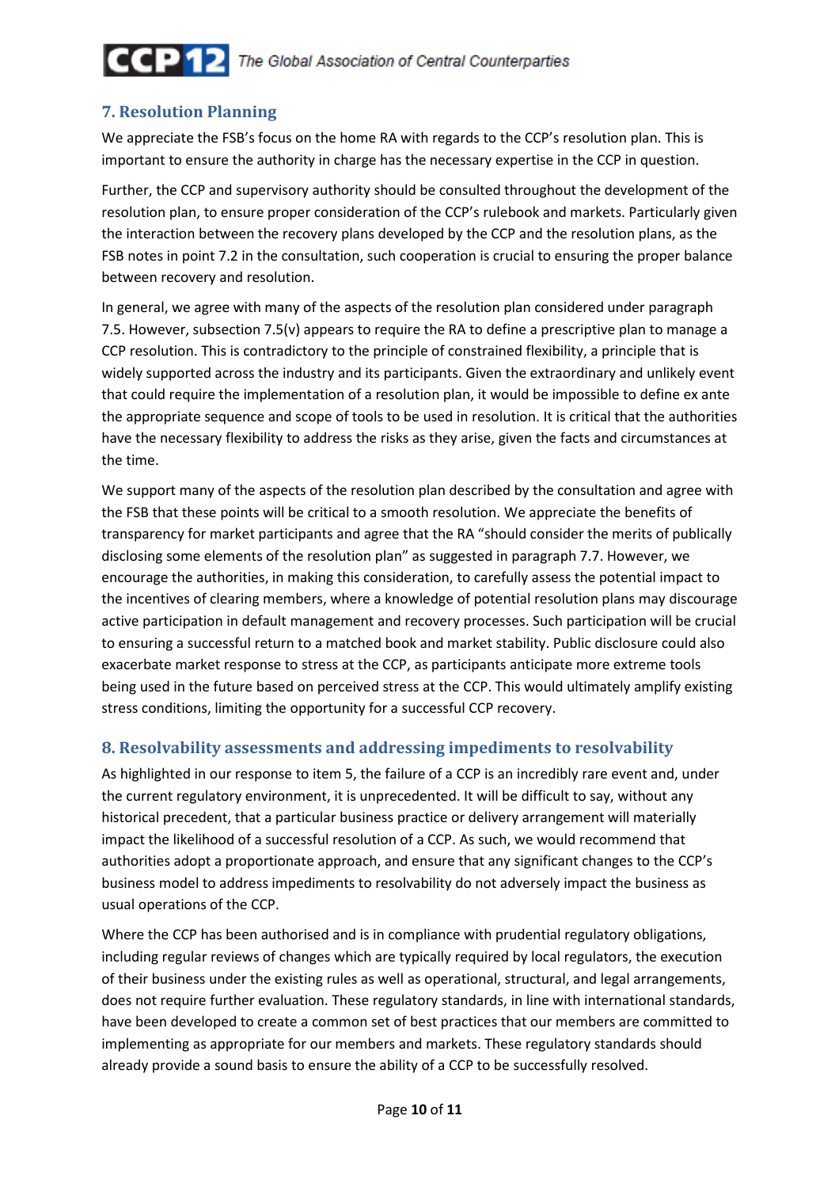## 7. Resolution Planning

We appreciate the FSB's focus on the home RA with regards to the CCP's resolution plan. This is important to ensure the authority in charge has the necessary expertise in the CCP in question.

Further, the CCP and supervisory authority should be consulted throughout the development of the resolution plan, to ensure proper consideration of the CCP's rulebook and markets. Particularly given the interaction between the recovery plans developed by the CCP and the resolution plans, as the FSB notes in point 7.2 in the consultation, such cooperation is crucial to ensuring the proper balance between recovery and resolution.

In general, we agree with many of the aspects of the resolution plan considered under paragraph 7.5. However, subsection 7.5(v) appears to require the RA to define a prescriptive plan to manage a CCP resolution. This is contradictory to the principle of constrained flexibility, a principle that is widely supported across the industry and its participants. Given the extraordinary and unlikely event that could require the implementation of a resolution plan, it would be impossible to define ex ante the appropriate sequence and scope of tools to be used in resolution. It is critical that the authorities have the necessary flexibility to address the risks as they arise, given the facts and circumstances at the time.

We support many of the aspects of the resolution plan described by the consultation and agree with the FSB that these points will be critical to a smooth resolution. We appreciate the benefits of transparency for market participants and agree that the RA "should consider the merits of publically disclosing some elements of the resolution plan" as suggested in paragraph 7.7. However, we encourage the authorities, in making this consideration, to carefully assess the potential impact to the incentives of clearing members, where a knowledge of potential resolution plans may discourage active participation in default management and recovery processes. Such participation will be crucial to ensuring a successful return to a matched book and market stability. Public disclosure could also exacerbate market response to stress at the CCP, as participants anticipate more extreme tools being used in the future based on perceived stress at the CCP. This would ultimately amplify existing stress conditions, limiting the opportunity for a successful CCP recovery.

## 8. Resolvability assessments and addressing impediments to resolvability

As highlighted in our response to item 5, the failure of a CCP is an incredibly rare event and, under the current regulatory environment, it is unprecedented. It will be difficult to say, without any historical precedent, that a particular business practice or delivery arrangement will materially impact the likelihood of a successful resolution of a CCP. As such, we would recommend that authorities adopt a proportionate approach, and ensure that any significant changes to the CCP's business model to address impediments to resolvability do not adversely impact the business as usual operations of the CCP.

Where the CCP has been authorised and is in compliance with prudential regulatory obligations, including regular reviews of changes which are typically required by local regulators, the execution of their business under the existing rules as well as operational, structural, and legal arrangements, does not require further evaluation. These regulatory standards, in line with international standards, have been developed to create a common set of best practices that our members are committed to implementing as appropriate for our members and markets. These regulatory standards should already provide a sound basis to ensure the ability of a CCP to be successfully resolved.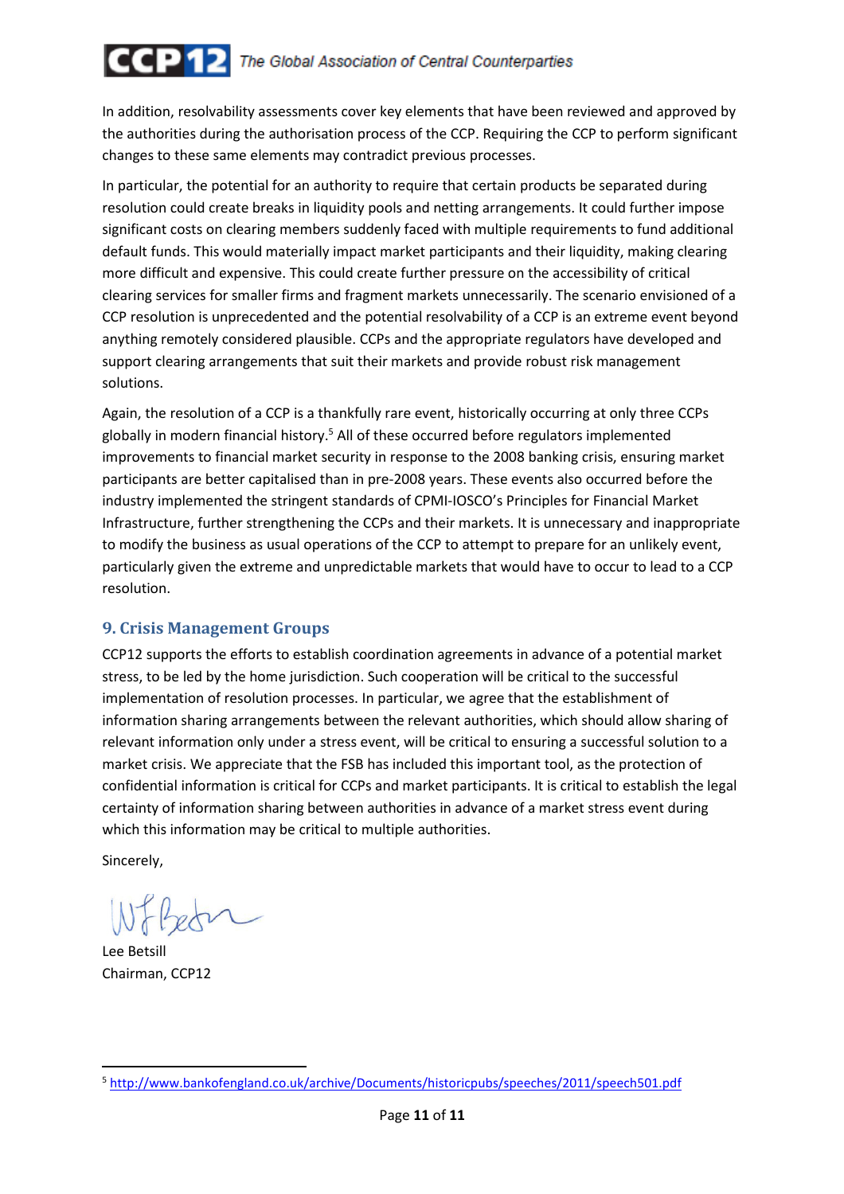In addition, resolvability assessments cover key elements that have been reviewed and approved by the authorities during the authorisation process of the CCP. Requiring the CCP to perform significant changes to these same elements may contradict previous processes.

In particular, the potential for an authority to require that certain products be separated during resolution could create breaks in liquidity pools and netting arrangements. It could further impose significant costs on clearing members suddenly faced with multiple requirements to fund additional default funds. This would materially impact market participants and their liquidity, making clearing more difficult and expensive. This could create further pressure on the accessibility of critical clearing services for smaller firms and fragment markets unnecessarily. The scenario envisioned of a CCP resolution is unprecedented and the potential resolvability of a CCP is an extreme event beyond anything remotely considered plausible. CCPs and the appropriate regulators have developed and support clearing arrangements that suit their markets and provide robust risk management solutions.

Again, the resolution of a CCP is a thankfully rare event, historically occurring at only three CCPs globally in modern financial history.[5] All of these occurred before regulators implemented improvements to financial market security in response to the 2008 banking crisis, ensuring market participants are better capitalised than in pre-2008 years. These events also occurred before the industry implemented the stringent standards of CPMI-IOSCO's Principles for Financial Market Infrastructure, further strengthening the CCPs and their markets. It is unnecessary and inappropriate to modify the business as usual operations of the CCP to attempt to prepare for an unlikely event, particularly given the extreme and unpredictable markets that would have to occur to lead to a CCP resolution.

## 9. Crisis Management Groups

CCP12 supports the efforts to establish coordination agreements in advance of a potential market stress, to be led by the home jurisdiction. Such cooperation will be critical to the successful implementation of resolution processes. In particular, we agree that the establishment of information sharing arrangements between the relevant authorities, which should allow sharing of relevant information only under a stress event, will be critical to ensuring a successful solution to a market crisis. We appreciate that the FSB has included this important tool, as the protection of confidential information is critical for CCPs and market participants. It is critical to establish the legal certainty of information sharing between authorities in advance of a market stress event during which this information may be critical to multiple authorities.

Sincerely,

Lee Betsill
Chairman, CCP12

[5] http://www.bankofengland.co.uk/archive/Documents/historicpubs/speeches/2011/speech501.pdf